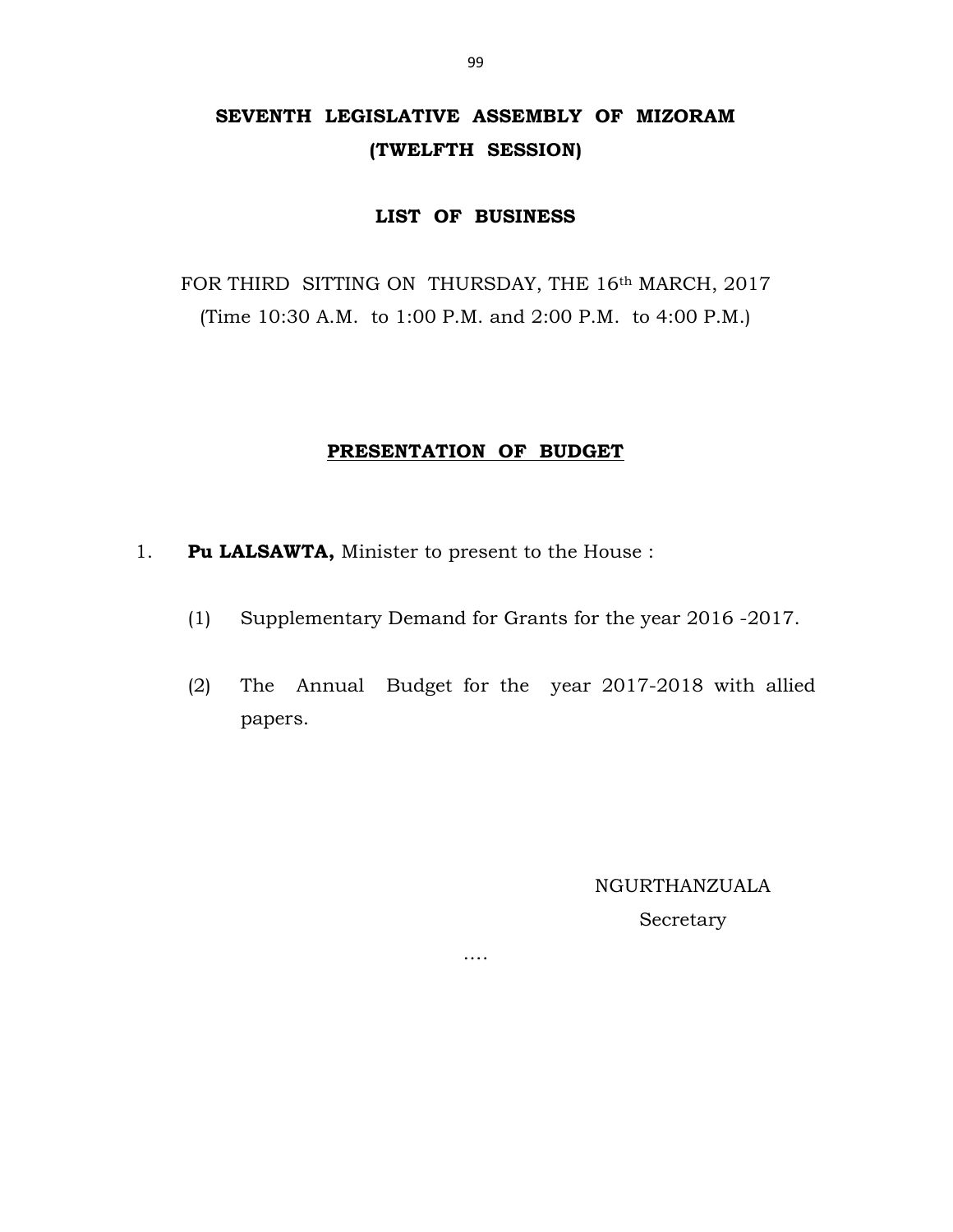# SEVENTH LEGISLATIVE ASSEMBLY OF MIZORAM
# (TWELFTH SESSION)

## LIST OF BUSINESS

FOR THIRD SITTING ON THURSDAY, THE 16th MARCH, 2017
(Time 10:30 A.M. to 1:00 P.M. and 2:00 P.M. to 4:00 P.M.)

## PRESENTATION OF BUDGET

1. **Pu LALSAWTA,** Minister to present to the House :

   (1) Supplementary Demand for Grants for the year 2016 -2017.

   (2) The Annual Budget for the year 2017-2018 with allied papers.

NGURTHANZUALA
Secretary

....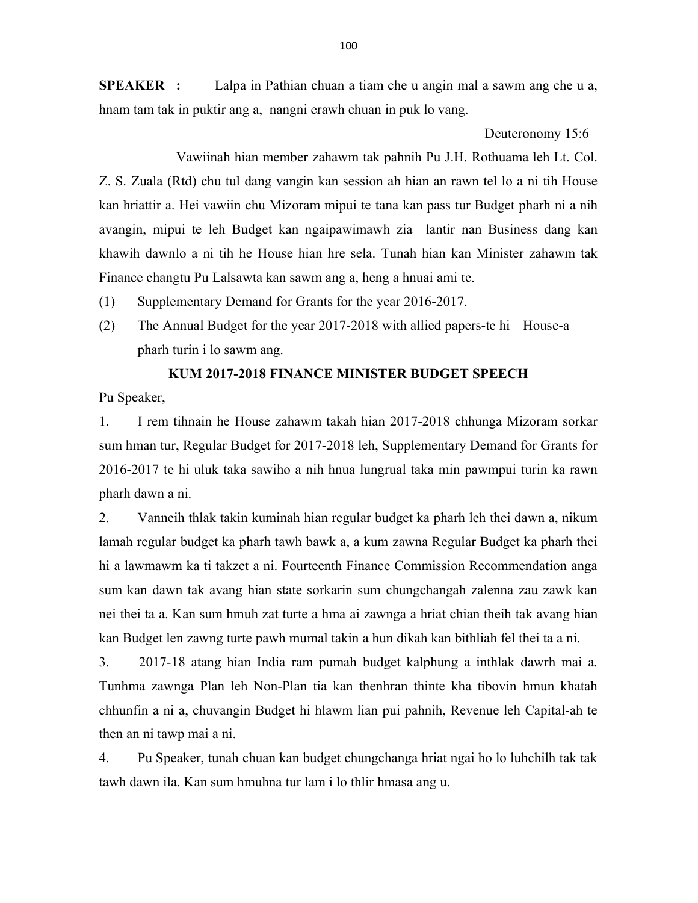**SPEAKER :** Lalpa in Pathian chuan a tiam che u angin mal a sawm ang che u a, hnam tam tak in puktir ang a, nangni erawh chuan in puk lo vang.

Deuteronomy 15:6

Vawiinah hian member zahawm tak pahnih Pu J.H. Rothuama leh Lt. Col. Z. S. Zuala (Rtd) chu tul dang vangin kan session ah hian an rawn tel lo a ni tih House kan hriattir a. Hei vawiin chu Mizoram mipui te tana kan pass tur Budget pharh ni a nih avangin, mipui te leh Budget kan ngaipawimawh zia lantir nan Business dang kan khawih dawnlo a ni tih he House hian hre sela. Tunah hian kan Minister zahawm tak Finance changtu Pu Lalsawta kan sawm ang a, heng a hnuai ami te.

(1) Supplementary Demand for Grants for the year 2016-2017.

(2) The Annual Budget for the year 2017-2018 with allied papers-te hi House-a pharh turin i lo sawm ang.

## KUM 2017-2018 FINANCE MINISTER BUDGET SPEECH

Pu Speaker,

1. I rem tihnain he House zahawm takah hian 2017-2018 chhunga Mizoram sorkar sum hman tur, Regular Budget for 2017-2018 leh, Supplementary Demand for Grants for 2016-2017 te hi uluk taka sawiho a nih hnua lungrual taka min pawmpui turin ka rawn pharh dawn a ni.

2. Vanneih thlak takin kuminah hian regular budget ka pharh leh thei dawn a, nikum lamah regular budget ka pharh tawh bawk a, a kum zawna Regular Budget ka pharh thei hi a lawmawm ka ti takzet a ni. Fourteenth Finance Commission Recommendation anga sum kan dawn tak avang hian state sorkarin sum chungchangah zalenna zau zawk kan nei thei ta a. Kan sum hmuh zat turte a hma ai zawnga a hriat chian theih tak avang hian kan Budget len zawng turte pawh mumal takin a hun dikah kan bithliah fel thei ta a ni.

3. 2017-18 atang hian India ram pumah budget kalphung a inthlak dawrh mai a. Tunhma zawnga Plan leh Non-Plan tia kan thenhran thinte kha tibovin hmun khatah chhunfin a ni a, chuvangin Budget hi hlawm lian pui pahnih, Revenue leh Capital-ah te then an ni tawp mai a ni.

4. Pu Speaker, tunah chuan kan budget chungchanga hriat ngai ho lo luhchilh tak tak tawh dawn ila. Kan sum hmuhna tur lam i lo thlir hmasa ang u.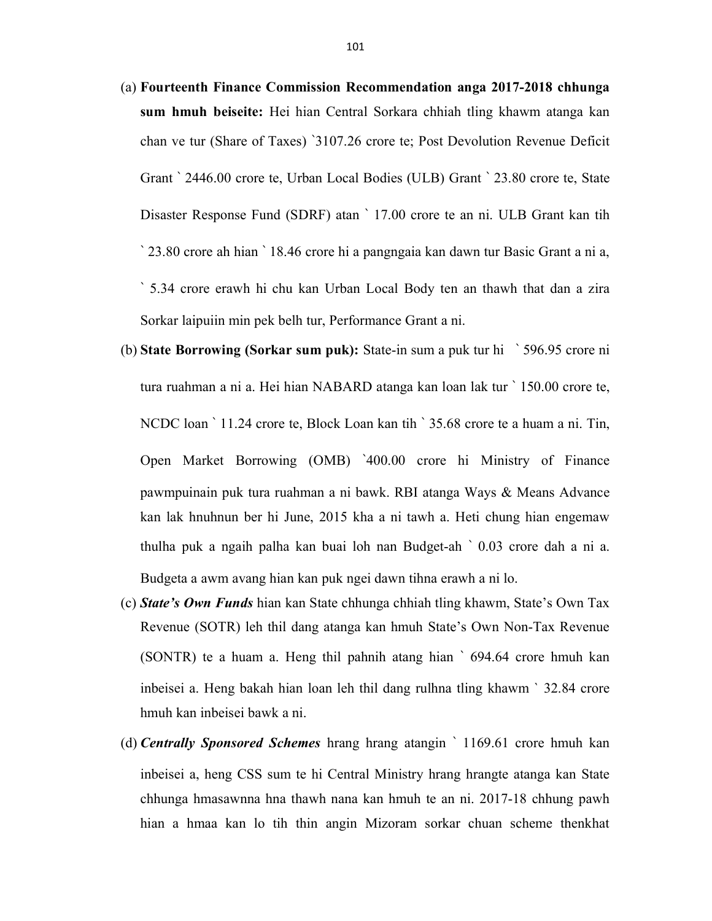(a) **Fourteenth Finance Commission Recommendation anga 2017-2018 chhunga sum hmuh beiseite:** Hei hian Central Sorkara chhiah tling khawm atanga kan chan ve tur (Share of Taxes) `3107.26 crore te; Post Devolution Revenue Deficit Grant ` 2446.00 crore te, Urban Local Bodies (ULB) Grant ` 23.80 crore te, State Disaster Response Fund (SDRF) atan ` 17.00 crore te an ni. ULB Grant kan tih ` 23.80 crore ah hian ` 18.46 crore hi a pangngaia kan dawn tur Basic Grant a ni a, ` 5.34 crore erawh hi chu kan Urban Local Body ten an thawh that dan a zira Sorkar laipuiin min pek belh tur, Performance Grant a ni.

(b) **State Borrowing (Sorkar sum puk):** State-in sum a puk tur hi ` 596.95 crore ni tura ruahman a ni a. Hei hian NABARD atanga kan loan lak tur ` 150.00 crore te, NCDC loan ` 11.24 crore te, Block Loan kan tih ` 35.68 crore te a huam a ni. Tin, Open Market Borrowing (OMB) `400.00 crore hi Ministry of Finance pawmpuinain puk tura ruahman a ni bawk. RBI atanga Ways & Means Advance kan lak hnuhnun ber hi June, 2015 kha a ni tawh a. Heti chung hian engemaw thulha puk a ngaih palha kan buai loh nan Budget-ah ` 0.03 crore dah a ni a. Budgeta a awm avang hian kan puk ngei dawn tihna erawh a ni lo.

(c) ***State's Own Funds*** hian kan State chhunga chhiah tling khawm, State's Own Tax Revenue (SOTR) leh thil dang atanga kan hmuh State's Own Non-Tax Revenue (SONTR) te a huam a. Heng thil pahnih atang hian ` 694.64 crore hmuh kan inbeisei a. Heng bakah hian loan leh thil dang rulhna tling khawm ` 32.84 crore hmuh kan inbeisei bawk a ni.

(d) ***Centrally Sponsored Schemes*** hrang hrang atangin ` 1169.61 crore hmuh kan inbeisei a, heng CSS sum te hi Central Ministry hrang hrangte atanga kan State chhunga hmasawnna hna thawh nana kan hmuh te an ni. 2017-18 chhung pawh hian a hmaa kan lo tih thin angin Mizoram sorkar chuan scheme thenkhat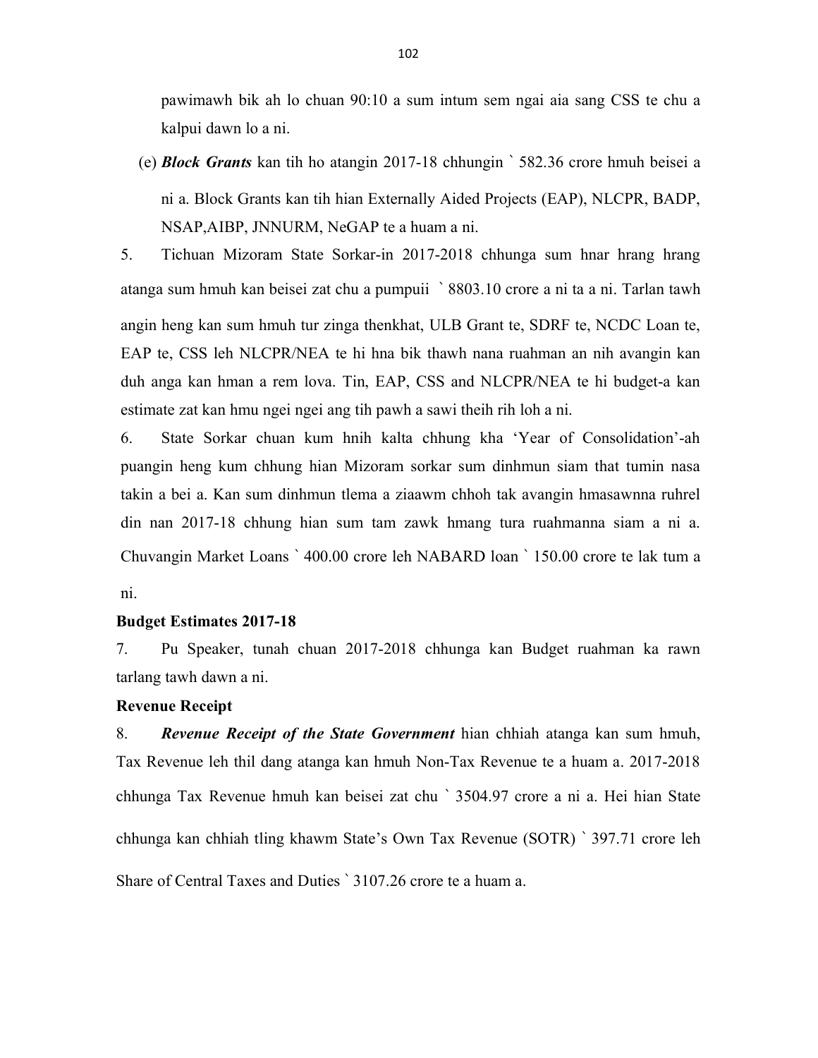pawimawh bik ah lo chuan 90:10 a sum intum sem ngai aia sang CSS te chu a kalpui dawn lo a ni.

(e) ***Block Grants*** kan tih ho atangin 2017-18 chhungin ` 582.36 crore hmuh beisei a ni a. Block Grants kan tih hian Externally Aided Projects (EAP), NLCPR, BADP, NSAP,AIBP, JNNURM, NeGAP te a huam a ni.

5. Tichuan Mizoram State Sorkar-in 2017-2018 chhunga sum hnar hrang hrang atanga sum hmuh kan beisei zat chu a pumpuii ` 8803.10 crore a ni ta a ni. Tarlan tawh angin heng kan sum hmuh tur zinga thenkhat, ULB Grant te, SDRF te, NCDC Loan te, EAP te, CSS leh NLCPR/NEA te hi hna bik thawh nana ruahman an nih avangin kan duh anga kan hman a rem lova. Tin, EAP, CSS and NLCPR/NEA te hi budget-a kan estimate zat kan hmu ngei ngei ang tih pawh a sawi theih rih loh a ni.

6. State Sorkar chuan kum hnih kalta chhung kha 'Year of Consolidation'-ah puangin heng kum chhung hian Mizoram sorkar sum dinhmun siam that tumin nasa takin a bei a. Kan sum dinhmun tlema a ziaawm chhoh tak avangin hmasawnna ruhrel din nan 2017-18 chhung hian sum tam zawk hmang tura ruahmanna siam a ni a. Chuvangin Market Loans ` 400.00 crore leh NABARD loan ` 150.00 crore te lak tum a ni.

**Budget Estimates 2017-18**

7. Pu Speaker, tunah chuan 2017-2018 chhunga kan Budget ruahman ka rawn tarlang tawh dawn a ni.

**Revenue Receipt**

8. ***Revenue Receipt of the State Government*** hian chhiah atanga kan sum hmuh, Tax Revenue leh thil dang atanga kan hmuh Non-Tax Revenue te a huam a. 2017-2018 chhunga Tax Revenue hmuh kan beisei zat chu ` 3504.97 crore a ni a. Hei hian State chhunga kan chhiah tling khawm State's Own Tax Revenue (SOTR) ` 397.71 crore leh Share of Central Taxes and Duties ` 3107.26 crore te a huam a.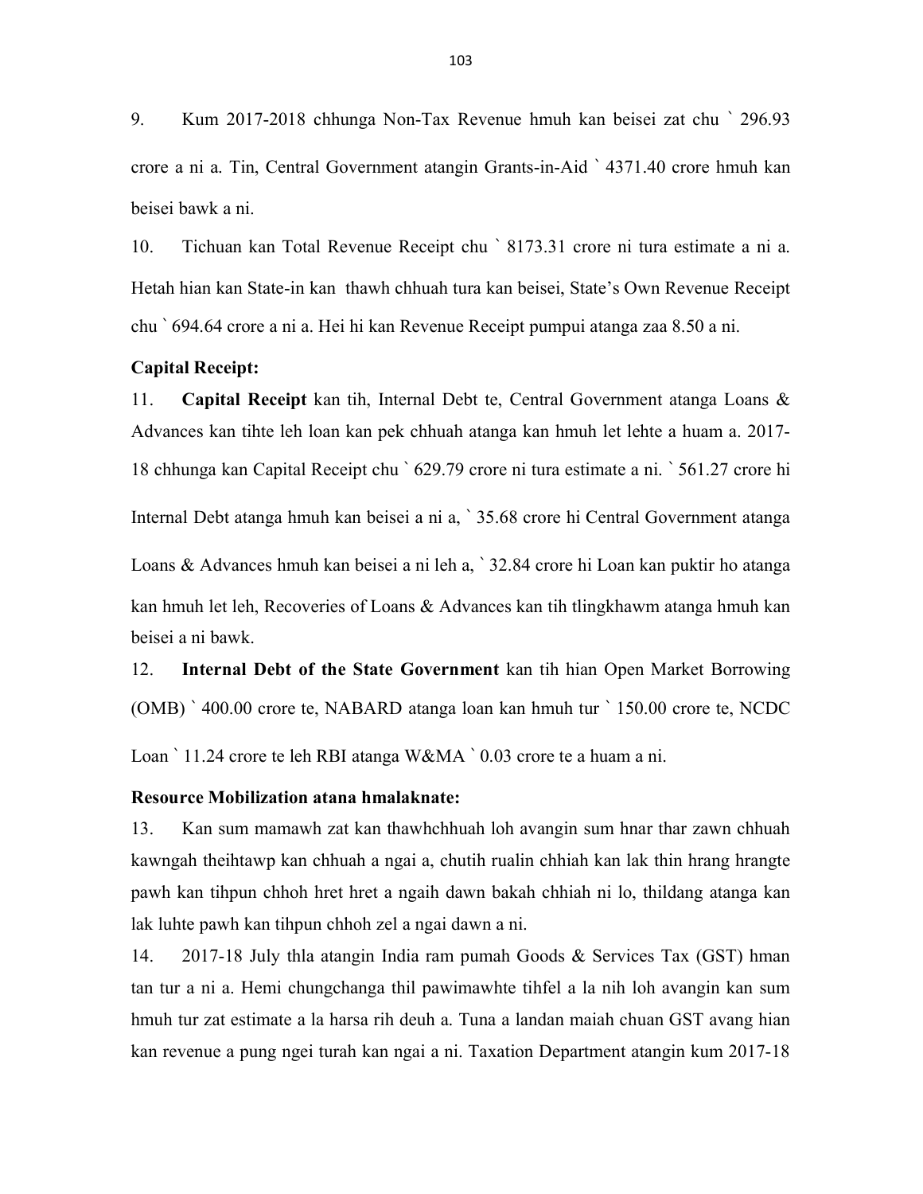9. Kum 2017-2018 chhunga Non-Tax Revenue hmuh kan beisei zat chu ` 296.93 crore a ni a. Tin, Central Government atangin Grants-in-Aid ` 4371.40 crore hmuh kan beisei bawk a ni.

10. Tichuan kan Total Revenue Receipt chu ` 8173.31 crore ni tura estimate a ni a. Hetah hian kan State-in kan thawh chhuah tura kan beisei, State's Own Revenue Receipt chu ` 694.64 crore a ni a. Hei hi kan Revenue Receipt pumpui atanga zaa 8.50 a ni.

**Capital Receipt:**

11. **Capital Receipt** kan tih, Internal Debt te, Central Government atanga Loans & Advances kan tihte leh loan kan pek chhuah atanga kan hmuh let lehte a huam a. 2017-18 chhunga kan Capital Receipt chu ` 629.79 crore ni tura estimate a ni. ` 561.27 crore hi Internal Debt atanga hmuh kan beisei a ni a, ` 35.68 crore hi Central Government atanga Loans & Advances hmuh kan beisei a ni leh a, ` 32.84 crore hi Loan kan puktir ho atanga kan hmuh let leh, Recoveries of Loans & Advances kan tih tlingkhawm atanga hmuh kan beisei a ni bawk.

12. **Internal Debt of the State Government** kan tih hian Open Market Borrowing (OMB) ` 400.00 crore te, NABARD atanga loan kan hmuh tur ` 150.00 crore te, NCDC Loan ` 11.24 crore te leh RBI atanga W&MA ` 0.03 crore te a huam a ni.

**Resource Mobilization atana hmalaknate:**

13. Kan sum mamawh zat kan thawhchhuah loh avangin sum hnar thar zawn chhuah kawngah theihtawp kan chhuah a ngai a, chutih rualin chhiah kan lak thin hrang hrangte pawh kan tihpun chhoh hret hret a ngaih dawn bakah chhiah ni lo, thildang atanga kan lak luhte pawh kan tihpun chhoh zel a ngai dawn a ni.

14. 2017-18 July thla atangin India ram pumah Goods & Services Tax (GST) hman tan tur a ni a. Hemi chungchanga thil pawimawhte tihfel a la nih loh avangin kan sum hmuh tur zat estimate a la harsa rih deuh a. Tuna a landan maiah chuan GST avang hian kan revenue a pung ngei turah kan ngai a ni. Taxation Department atangin kum 2017-18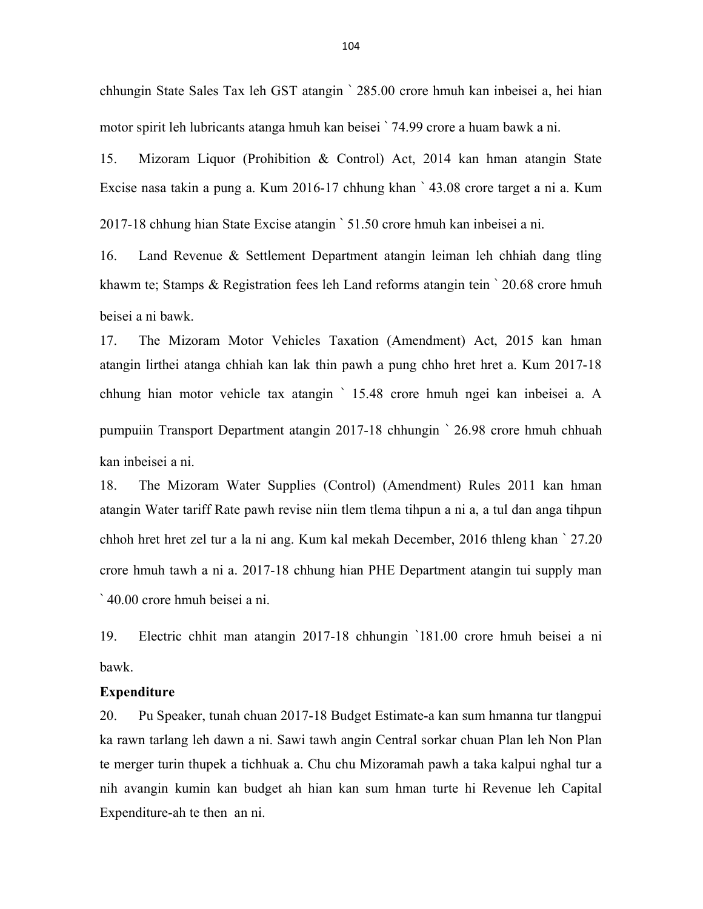chhungin State Sales Tax leh GST atangin ` 285.00 crore hmuh kan inbeisei a, hei hian motor spirit leh lubricants atanga hmuh kan beisei ` 74.99 crore a huam bawk a ni.

15. Mizoram Liquor (Prohibition & Control) Act, 2014 kan hman atangin State Excise nasa takin a pung a. Kum 2016-17 chhung khan ` 43.08 crore target a ni a. Kum 2017-18 chhung hian State Excise atangin ` 51.50 crore hmuh kan inbeisei a ni.

16. Land Revenue & Settlement Department atangin leiman leh chhiah dang tling khawm te; Stamps & Registration fees leh Land reforms atangin tein ` 20.68 crore hmuh beisei a ni bawk.

17. The Mizoram Motor Vehicles Taxation (Amendment) Act, 2015 kan hman atangin lirthei atanga chhiah kan lak thin pawh a pung chho hret hret a. Kum 2017-18 chhung hian motor vehicle tax atangin ` 15.48 crore hmuh ngei kan inbeisei a. A pumpuiin Transport Department atangin 2017-18 chhungin ` 26.98 crore hmuh chhuah kan inbeisei a ni.

18. The Mizoram Water Supplies (Control) (Amendment) Rules 2011 kan hman atangin Water tariff Rate pawh revise niin tlem tlema tihpun a ni a, a tul dan anga tihpun chhoh hret hret zel tur a la ni ang. Kum kal mekah December, 2016 thleng khan ` 27.20 crore hmuh tawh a ni a. 2017-18 chhung hian PHE Department atangin tui supply man ` 40.00 crore hmuh beisei a ni.

19. Electric chhit man atangin 2017-18 chhungin `181.00 crore hmuh beisei a ni bawk.

**Expenditure**

20. Pu Speaker, tunah chuan 2017-18 Budget Estimate-a kan sum hmanna tur tlangpui ka rawn tarlang leh dawn a ni. Sawi tawh angin Central sorkar chuan Plan leh Non Plan te merger turin thupek a tichhuak a. Chu chu Mizoramah pawh a taka kalpui nghal tur a nih avangin kumin kan budget ah hian kan sum hman turte hi Revenue leh Capital Expenditure-ah te then an ni.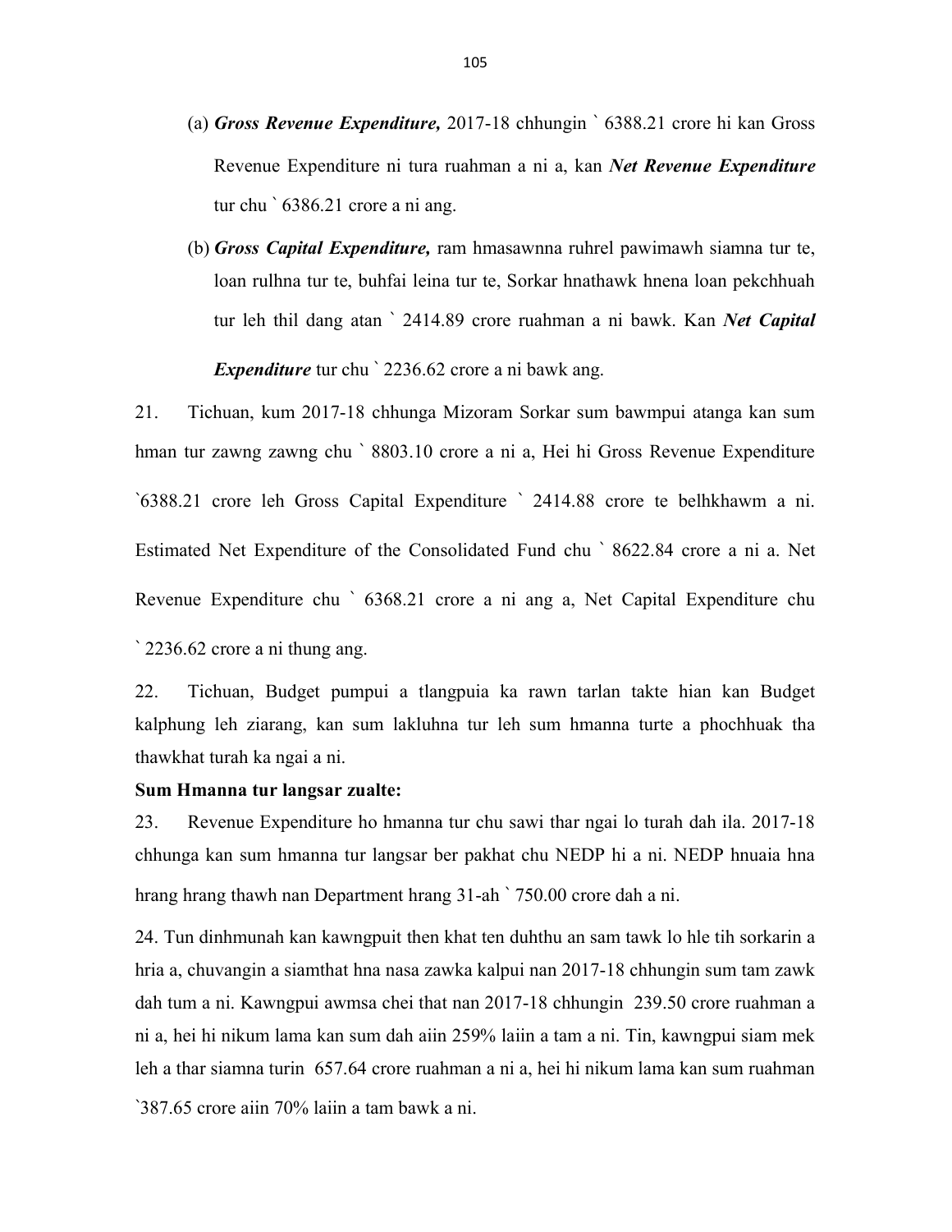(a) ***Gross Revenue Expenditure,*** 2017-18 chhungin ` 6388.21 crore hi kan Gross Revenue Expenditure ni tura ruahman a ni a, kan ***Net Revenue Expenditure*** tur chu ` 6386.21 crore a ni ang.

(b) ***Gross Capital Expenditure,*** ram hmasawnna ruhrel pawimawh siamna tur te, loan rulhna tur te, buhfai leina tur te, Sorkar hnathawk hnena loan pekchhuah tur leh thil dang atan ` 2414.89 crore ruahman a ni bawk. Kan ***Net Capital Expenditure*** tur chu ` 2236.62 crore a ni bawk ang.

21. Tichuan, kum 2017-18 chhunga Mizoram Sorkar sum bawmpui atanga kan sum hman tur zawng zawng chu ` 8803.10 crore a ni a, Hei hi Gross Revenue Expenditure `6388.21 crore leh Gross Capital Expenditure ` 2414.88 crore te belhkhawm a ni. Estimated Net Expenditure of the Consolidated Fund chu ` 8622.84 crore a ni a. Net Revenue Expenditure chu ` 6368.21 crore a ni ang a, Net Capital Expenditure chu ` 2236.62 crore a ni thung ang.

22. Tichuan, Budget pumpui a tlangpuia ka rawn tarlan takte hian kan Budget kalphung leh ziarang, kan sum lakluhna tur leh sum hmanna turte a phochhuak tha thawkhat turah ka ngai a ni.

**Sum Hmanna tur langsar zualte:**

23. Revenue Expenditure ho hmanna tur chu sawi thar ngai lo turah dah ila. 2017-18 chhunga kan sum hmanna tur langsar ber pakhat chu NEDP hi a ni. NEDP hnuaia hna hrang hrang thawh nan Department hrang 31-ah ` 750.00 crore dah a ni.

24. Tun dinhmunah kan kawngpuit then khat ten duhthu an sam tawk lo hle tih sorkarin a hria a, chuvangin a siamthat hna nasa zawka kalpui nan 2017-18 chhungin sum tam zawk dah tum a ni. Kawngpui awmsa chei that nan 2017-18 chhungin 239.50 crore ruahman a ni a, hei hi nikum lama kan sum dah aiin 259% laiin a tam a ni. Tin, kawngpui siam mek leh a thar siamna turin 657.64 crore ruahman a ni a, hei hi nikum lama kan sum ruahman `387.65 crore aiin 70% laiin a tam bawk a ni.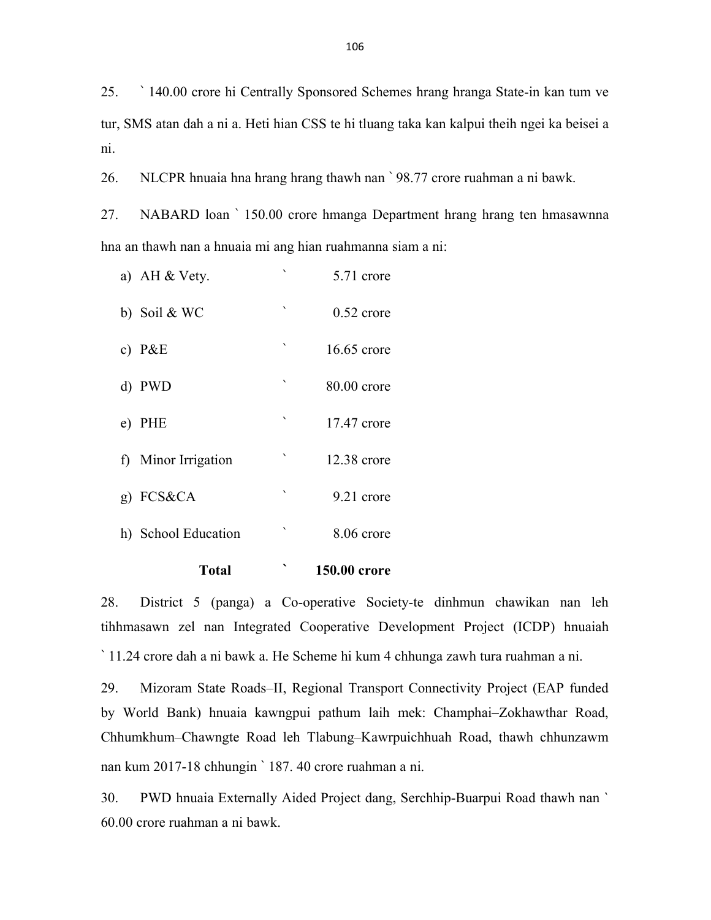25. ` 140.00 crore hi Centrally Sponsored Schemes hrang hranga State-in kan tum ve tur, SMS atan dah a ni a. Heti hian CSS te hi tluang taka kan kalpui theih ngei ka beisei a ni.

26. NLCPR hnuaia hna hrang hrang thawh nan ` 98.77 crore ruahman a ni bawk.

27. NABARD loan ` 150.00 crore hmanga Department hrang hrang ten hmasawnna hna an thawh nan a hnuaia mi ang hian ruahmanna siam a ni:

| | | |
|---|---|---|
| a) AH & Vety. | ` | 5.71 crore |
| b) Soil & WC | ` | 0.52 crore |
| c) P&E | ` | 16.65 crore |
| d) PWD | ` | 80.00 crore |
| e) PHE | ` | 17.47 crore |
| f) Minor Irrigation | ` | 12.38 crore |
| g) FCS&CA | ` | 9.21 crore |
| h) School Education | ` | 8.06 crore |
| **Total** | **`** | **150.00 crore** |

28. District 5 (panga) a Co-operative Society-te dinhmun chawikan nan leh tihhmasawn zel nan Integrated Cooperative Development Project (ICDP) hnuaiah ` 11.24 crore dah a ni bawk a. He Scheme hi kum 4 chhunga zawh tura ruahman a ni.

29. Mizoram State Roads–II, Regional Transport Connectivity Project (EAP funded by World Bank) hnuaia kawngpui pathum laih mek: Champhai–Zokhawthar Road, Chhumkhum–Chawngte Road leh Tlabung–Kawrpuichhuah Road, thawh chhunzawm nan kum 2017-18 chhungin ` 187. 40 crore ruahman a ni.

30. PWD hnuaia Externally Aided Project dang, Serchhip-Buarpui Road thawh nan ` 60.00 crore ruahman a ni bawk.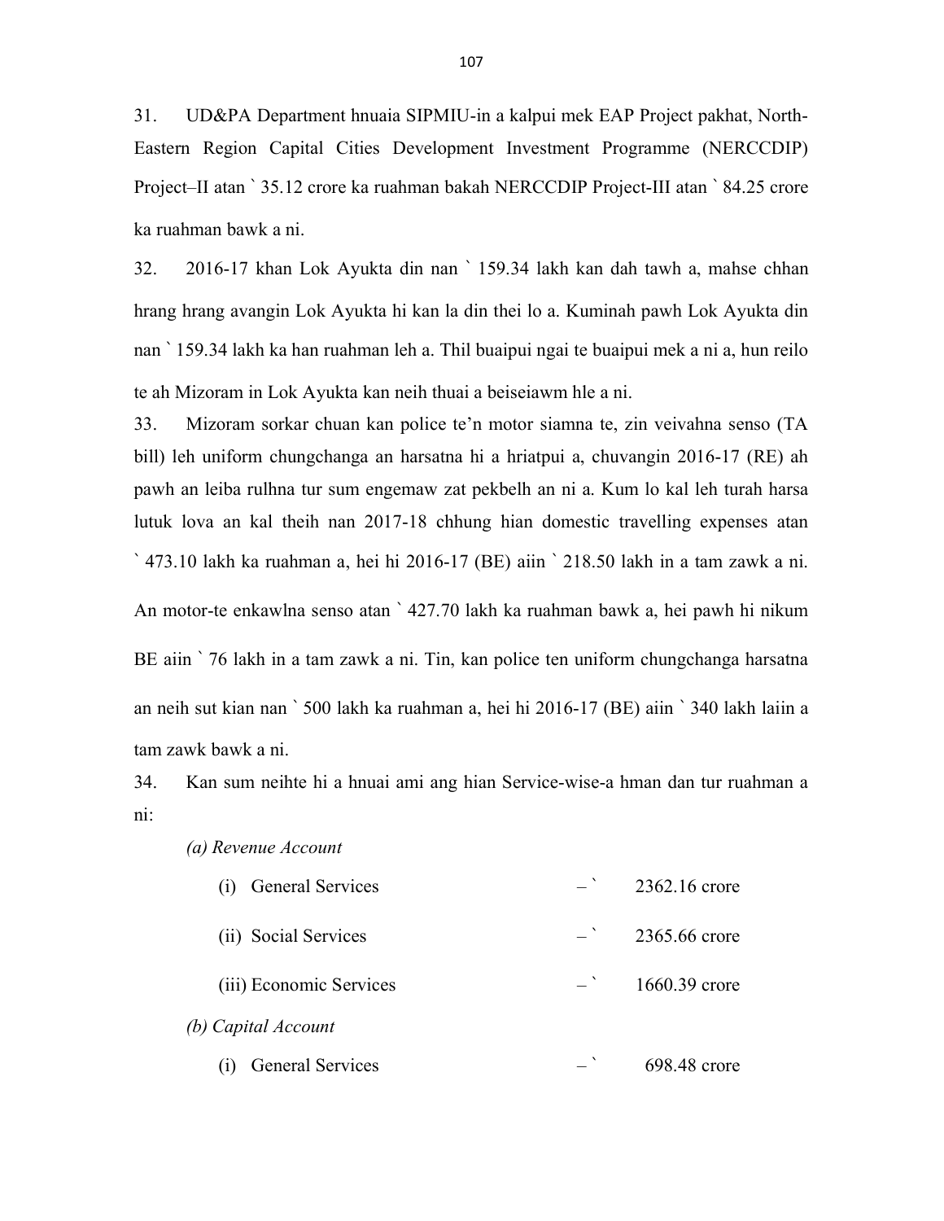31. UD&PA Department hnuaia SIPMIU-in a kalpui mek EAP Project pakhat, North-Eastern Region Capital Cities Development Investment Programme (NERCCDIP) Project–II atan ` 35.12 crore ka ruahman bakah NERCCDIP Project-III atan ` 84.25 crore ka ruahman bawk a ni.

32. 2016-17 khan Lok Ayukta din nan ` 159.34 lakh kan dah tawh a, mahse chhan hrang hrang avangin Lok Ayukta hi kan la din thei lo a. Kuminah pawh Lok Ayukta din nan ` 159.34 lakh ka han ruahman leh a. Thil buaipui ngai te buaipui mek a ni a, hun reilo te ah Mizoram in Lok Ayukta kan neih thuai a beiseiawm hle a ni.

33. Mizoram sorkar chuan kan police te'n motor siamna te, zin veivahna senso (TA bill) leh uniform chungchanga an harsatna hi a hriatpui a, chuvangin 2016-17 (RE) ah pawh an leiba rulhna tur sum engemaw zat pekbelh an ni a. Kum lo kal leh turah harsa lutuk lova an kal theih nan 2017-18 chhung hian domestic travelling expenses atan ` 473.10 lakh ka ruahman a, hei hi 2016-17 (BE) aiin ` 218.50 lakh in a tam zawk a ni. An motor-te enkawlna senso atan ` 427.70 lakh ka ruahman bawk a, hei pawh hi nikum BE aiin ` 76 lakh in a tam zawk a ni. Tin, kan police ten uniform chungchanga harsatna an neih sut kian nan ` 500 lakh ka ruahman a, hei hi 2016-17 (BE) aiin ` 340 lakh laiin a tam zawk bawk a ni.

34. Kan sum neihte hi a hnuai ami ang hian Service-wise-a hman dan tur ruahman a ni:

*(a) Revenue Account*

| | | |
|---|---|---|
| (i) General Services | – ` | 2362.16 crore |
| (ii) Social Services | – ` | 2365.66 crore |
| (iii) Economic Services | – ` | 1660.39 crore |

*(b) Capital Account*

| | | |
|---|---|---|
| (i) General Services | – ` | 698.48 crore |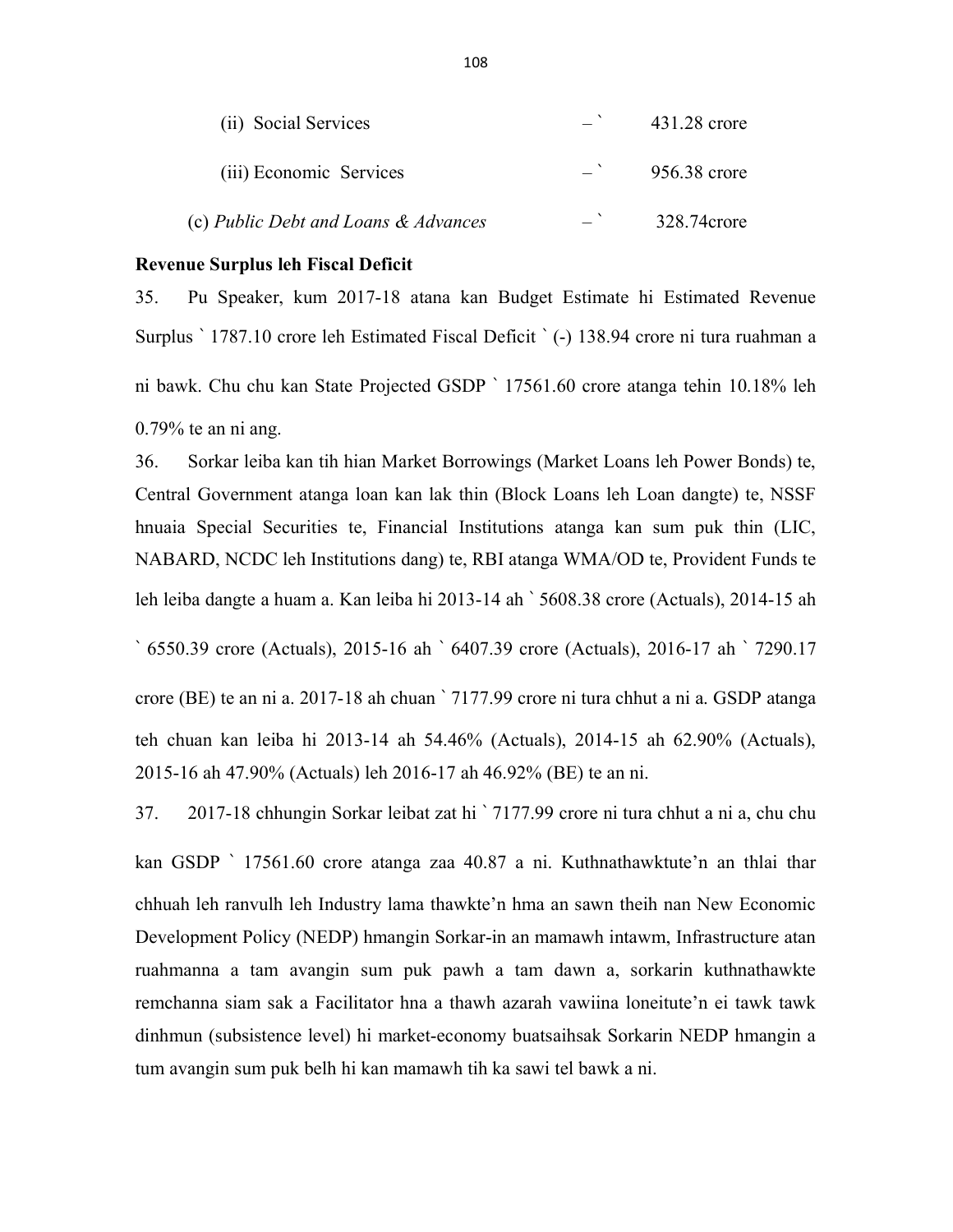(ii) Social Services – ` 431.28 crore

(iii) Economic Services – ` 956.38 crore

(c) *Public Debt and Loans & Advances* – ` 328.74crore

**Revenue Surplus leh Fiscal Deficit**

35. Pu Speaker, kum 2017-18 atana kan Budget Estimate hi Estimated Revenue Surplus ` 1787.10 crore leh Estimated Fiscal Deficit ` (-) 138.94 crore ni tura ruahman a ni bawk. Chu chu kan State Projected GSDP ` 17561.60 crore atanga tehin 10.18% leh 0.79% te an ni ang.

36. Sorkar leiba kan tih hian Market Borrowings (Market Loans leh Power Bonds) te, Central Government atanga loan kan lak thin (Block Loans leh Loan dangte) te, NSSF hnuaia Special Securities te, Financial Institutions atanga kan sum puk thin (LIC, NABARD, NCDC leh Institutions dang) te, RBI atanga WMA/OD te, Provident Funds te leh leiba dangte a huam a. Kan leiba hi 2013-14 ah ` 5608.38 crore (Actuals), 2014-15 ah ` 6550.39 crore (Actuals), 2015-16 ah ` 6407.39 crore (Actuals), 2016-17 ah ` 7290.17 crore (BE) te an ni a. 2017-18 ah chuan ` 7177.99 crore ni tura chhut a ni a. GSDP atanga teh chuan kan leiba hi 2013-14 ah 54.46% (Actuals), 2014-15 ah 62.90% (Actuals), 2015-16 ah 47.90% (Actuals) leh 2016-17 ah 46.92% (BE) te an ni.

37. 2017-18 chhungin Sorkar leibat zat hi ` 7177.99 crore ni tura chhut a ni a, chu chu kan GSDP ` 17561.60 crore atanga zaa 40.87 a ni. Kuthnathawktute'n an thlai thar chhuah leh ranvulh leh Industry lama thawkte'n hma an sawn theih nan New Economic Development Policy (NEDP) hmangin Sorkar-in an mamawh intawm, Infrastructure atan ruahmanna a tam avangin sum puk pawh a tam dawn a, sorkarin kuthnathawkte remchanna siam sak a Facilitator hna a thawh azarah vawiina loneitute'n ei tawk tawk dinhmun (subsistence level) hi market-economy buatsaihsak Sorkarin NEDP hmangin a tum avangin sum puk belh hi kan mamawh tih ka sawi tel bawk a ni.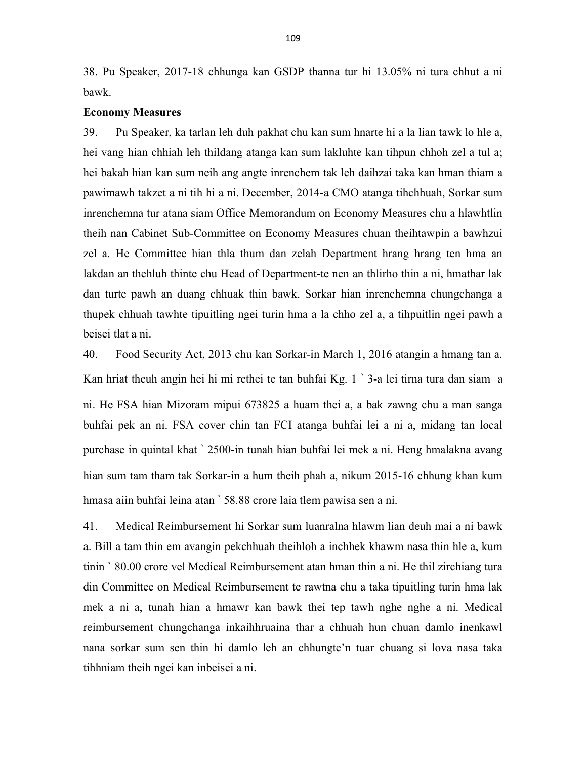38. Pu Speaker, 2017-18 chhunga kan GSDP thanna tur hi 13.05% ni tura chhut a ni bawk.

**Economy Measures**

39. Pu Speaker, ka tarlan leh duh pakhat chu kan sum hnarte hi a la lian tawk lo hle a, hei vang hian chhiah leh thildang atanga kan sum lakluhte kan tihpun chhoh zel a tul a; hei bakah hian kan sum neih ang angte inrenchem tak leh daihzai taka kan hman thiam a pawimawh takzet a ni tih hi a ni. December, 2014-a CMO atanga tihchhuah, Sorkar sum inrenchemna tur atana siam Office Memorandum on Economy Measures chu a hlawhtlin theih nan Cabinet Sub-Committee on Economy Measures chuan theihtawpin a bawhzui zel a. He Committee hian thla thum dan zelah Department hrang hrang ten hma an lakdan an thehluh thinte chu Head of Department-te nen an thlirho thin a ni, hmathar lak dan turte pawh an duang chhuak thin bawk. Sorkar hian inrenchemna chungchanga a thupek chhuah tawhte tipuitling ngei turin hma a la chho zel a, a tihpuitlin ngei pawh a beisei tlat a ni.

40. Food Security Act, 2013 chu kan Sorkar-in March 1, 2016 atangin a hmang tan a. Kan hriat theuh angin hei hi mi rethei te tan buhfai Kg. 1 ` 3-a lei tirna tura dan siam a ni. He FSA hian Mizoram mipui 673825 a huam thei a, a bak zawng chu a man sanga buhfai pek an ni. FSA cover chin tan FCI atanga buhfai lei a ni a, midang tan local purchase in quintal khat ` 2500-in tunah hian buhfai lei mek a ni. Heng hmalakna avang hian sum tam tham tak Sorkar-in a hum theih phah a, nikum 2015-16 chhung khan kum hmasa aiin buhfai leina atan ` 58.88 crore laia tlem pawisa sen a ni.

41. Medical Reimbursement hi Sorkar sum luanralna hlawm lian deuh mai a ni bawk a. Bill a tam thin em avangin pekchhuah theihloh a inchhek khawm nasa thin hle a, kum tinin ` 80.00 crore vel Medical Reimbursement atan hman thin a ni. He thil zirchiang tura din Committee on Medical Reimbursement te rawtna chu a taka tipuitling turin hma lak mek a ni a, tunah hian a hmawr kan bawk thei tep tawh nghe nghe a ni. Medical reimbursement chungchanga inkaihhruaina thar a chhuah hun chuan damlo inenkawl nana sorkar sum sen thin hi damlo leh an chhungte'n tuar chuang si lova nasa taka tihhniam theih ngei kan inbeisei a ni.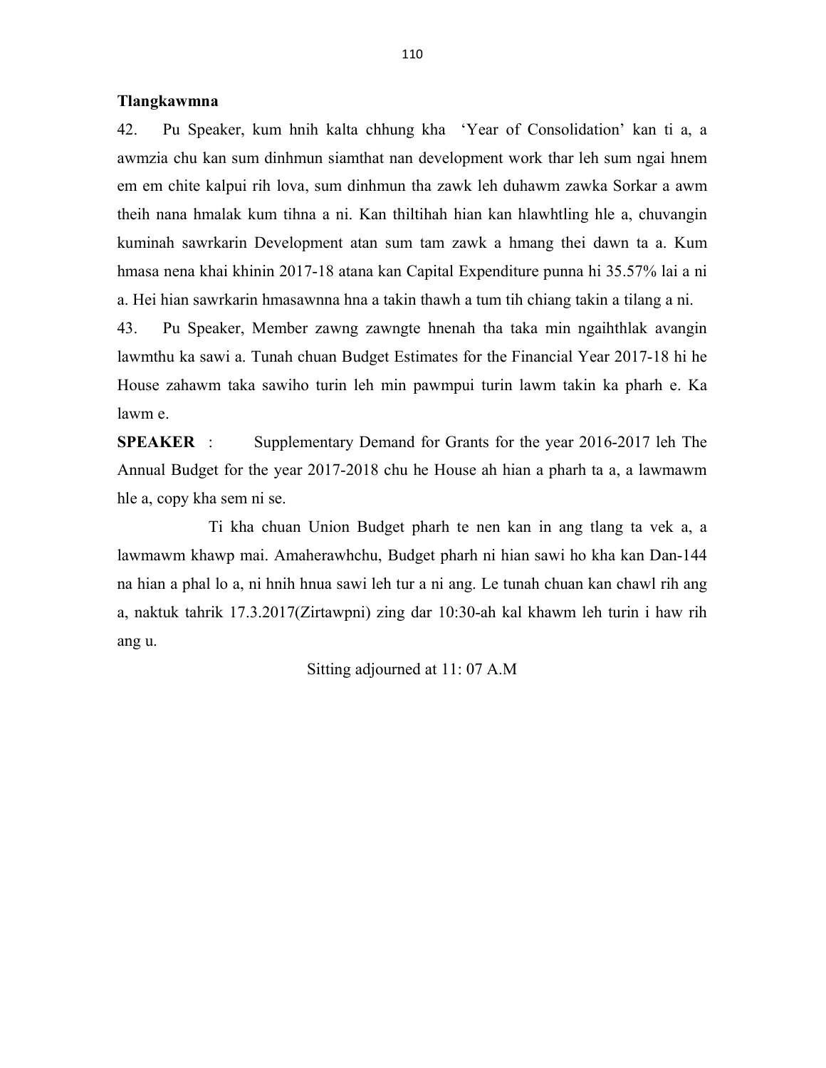**Tlangkawmna**

42. Pu Speaker, kum hnih kalta chhung kha 'Year of Consolidation' kan ti a, a awmzia chu kan sum dinhmun siamthat nan development work thar leh sum ngai hnem em em chite kalpui rih lova, sum dinhmun tha zawk leh duhawm zawka Sorkar a awm theih nana hmalak kum tihna a ni. Kan thiltihah hian kan hlawhtling hle a, chuvangin kuminah sawrkarin Development atan sum tam zawk a hmang thei dawn ta a. Kum hmasa nena khai khinin 2017-18 atana kan Capital Expenditure punna hi 35.57% lai a ni a. Hei hian sawrkarin hmasawnna hna a takin thawh a tum tih chiang takin a tilang a ni.

43. Pu Speaker, Member zawng zawngte hnenah tha taka min ngaihthlak avangin lawmthu ka sawi a. Tunah chuan Budget Estimates for the Financial Year 2017-18 hi he House zahawm taka sawiho turin leh min pawmpui turin lawm takin ka pharh e. Ka lawm e.

**SPEAKER** : Supplementary Demand for Grants for the year 2016-2017 leh The Annual Budget for the year 2017-2018 chu he House ah hian a pharh ta a, a lawmawm hle a, copy kha sem ni se.

Ti kha chuan Union Budget pharh te nen kan in ang tlang ta vek a, a lawmawm khawp mai. Amaherawhchu, Budget pharh ni hian sawi ho kha kan Dan-144 na hian a phal lo a, ni hnih hnua sawi leh tur a ni ang. Le tunah chuan kan chawl rih ang a, naktuk tahrik 17.3.2017(Zirtawpni) zing dar 10:30-ah kal khawm leh turin i haw rih ang u.

Sitting adjourned at 11: 07 A.M